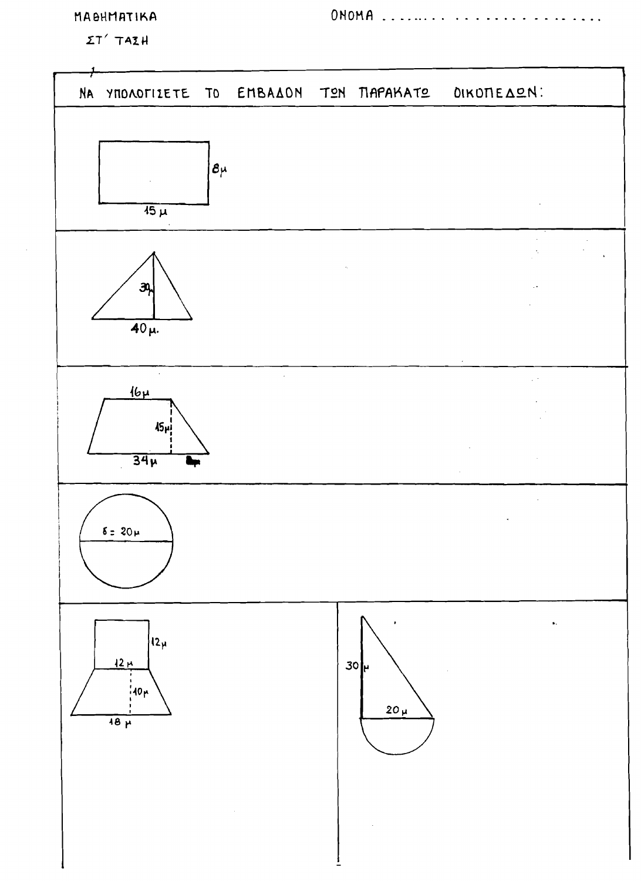ΜΑΘΗΜΑΤΙΚΑ

ΣΤ΄ ΤΑΞΗ

ΟΝΟΜΑ ..........................

## ΝΑ ΥΠΟΛΟΓΙΣΕΤΕ ΤΟ ΕΜΒΑΔΟΝ ΤΩΝ ΠΑΡΑΚΑΤΩ ΟΙΚΟΠΕΔΩΝ:

8μ

15μ

30μ

40μ.

16μ

15μ

34μ

δ = 20μ

12μ

12μ

10μ

18μ

30μ

20μ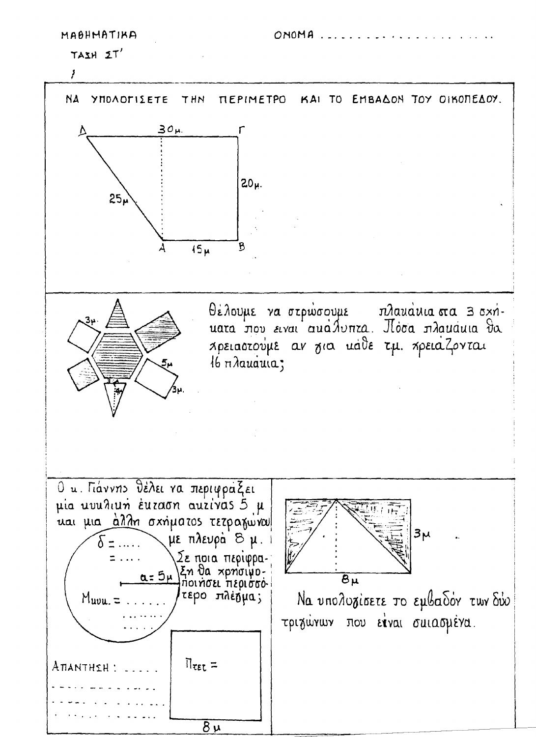ΜΑΘΗΜΑΤΙΚΑ

ΟΝΟΜΑ . . . . . . . . . . . . . . . . . . . . . .

ΤΑΞΗ ΣΤ'

ΝΑ ΥΠΟΛΟΓΙΣΕΤΕ ΤΗΝ ΠΕΡΙΜΕΤΡΟ ΚΑΙ ΤΟ ΕΜΒΑΔΟΝ ΤΟΥ ΟΙΚΟΠΕΔΟΥ.

Δ 30μ. Γ

20μ.

25μ

Α 15μ Β

---

Θέλουμε να στρώσουμε πλακάκια στα 3 σχήματα που είναι ακάλυπτα. Πόσα πλακάκια θα χρειαστούμε αν για κάθε τμ. χρειάζονται 16 πλακάκια;

3μ. 5μ 3μ. 3 4

---

Ο κ. Γιάννης θέλει να περιφράξει μία κυκλική έκταση ακτίνας 5 μ και μια άλλη σχήματος τετραγώνου με πλευρά 8 μ. Σε ποια περίφραξη θα χρησιμοποιήσει περισσότερο πλέγμα;

δ = . . . . .

= . . . .

α = 5μ

Μκυκ. = . . . . . .

. . . . . . . .

. . . . .

Πτετ =

8μ

ΑΠΑΝΤΗΣΗ : . . . . .

. . . . . . . . . . . .

. . . . . . . . . . . .

. . . . . . . . . . . .

---

3μ

8μ

Να υπολογίσετε το εμβαδόν των δύο τριγώνων που είναι σκιασμένα.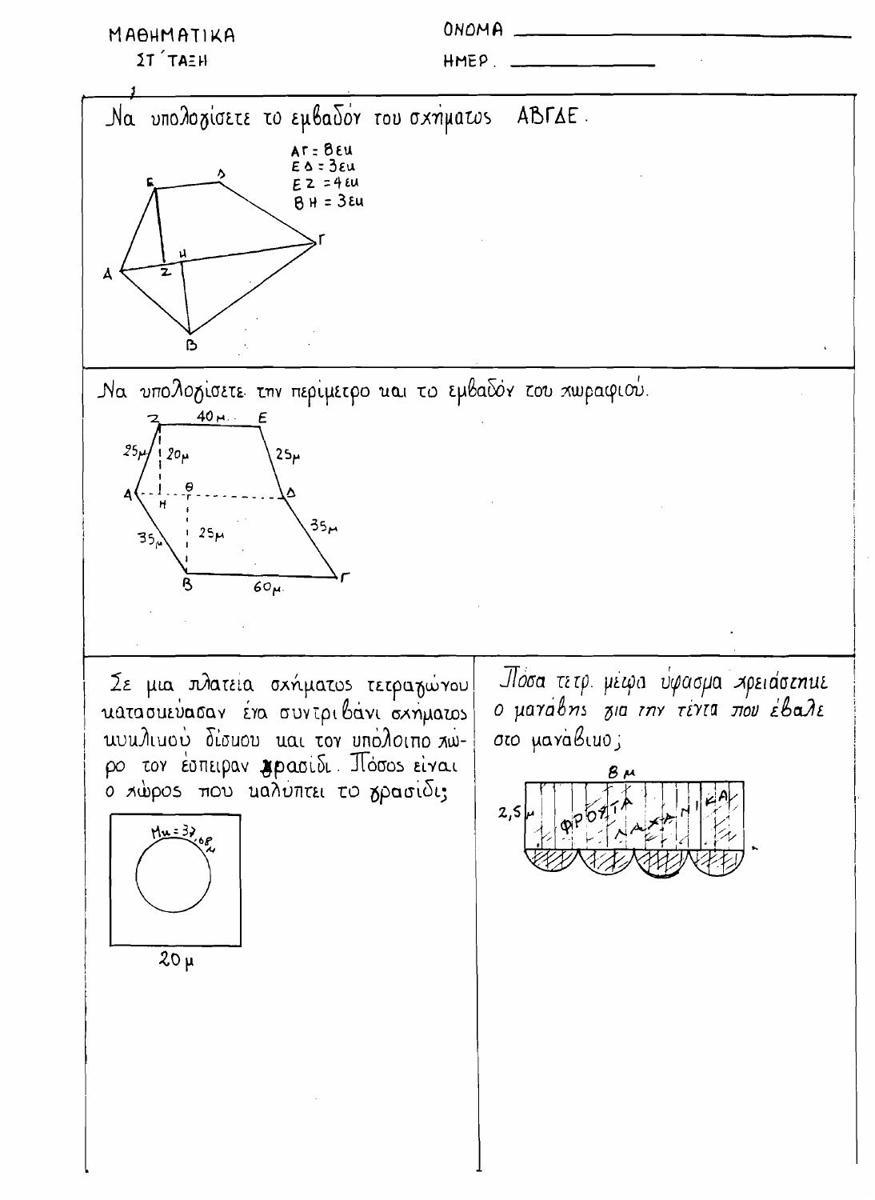ΜΑΘΗΜΑΤΙΚΑ

ΣΤ΄ ΤΑΞΗ

ΟΝΟΜΑ ______________________

ΗΜΕΡ. ______________

Να υπολογίσετε το εμβαδόν του σχήματος ΑΒΓΔΕ.

ΑΓ = 8εκ
ΕΔ = 3εκ
ΕΖ = 4εκ
ΒΗ = 3εκ

Να υπολογίσετε την περίμετρο και το εμβαδόν του χωραφιού.

40μ.
25μ
20μ
25μ
35μ
25μ
35μ
60μ.

Σε μια πλατεία σχήματος τετραγώνου κατασκεύασαν ένα συντριβάνι σχήματος κυκλικού δίσκου και τον υπόλοιπο χώρο τον έσπειραν γρασίδι. Πόσος είναι ο χώρος που καλύπτει το γρασίδι;

Μκ = 37,68μ

20μ

Πόσα τετρ. μέτρα ύφασμα χρειάστηκε ο μανάβης για την τέντα που έβαλε στο μανάβικο;

8μ

2,5μ

ΦΡΟΥΤΑ ΛΑΧΑΝΙΚΑ